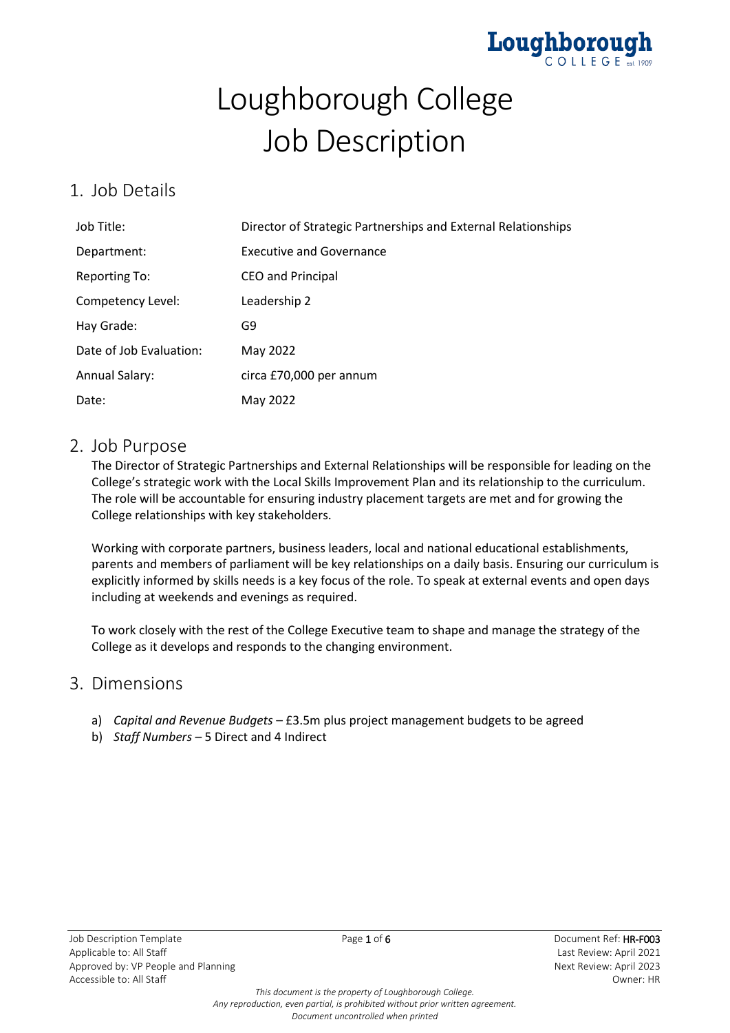# Loughborough College Job Description

## 1. Job Details

| | |
|---|---|
| Job Title: | Director of Strategic Partnerships and External Relationships |
| Department: | Executive and Governance |
| Reporting To: | CEO and Principal |
| Competency Level: | Leadership 2 |
| Hay Grade: | G9 |
| Date of Job Evaluation: | May 2022 |
| Annual Salary: | circa £70,000 per annum |
| Date: | May 2022 |

## 2. Job Purpose

The Director of Strategic Partnerships and External Relationships will be responsible for leading on the College's strategic work with the Local Skills Improvement Plan and its relationship to the curriculum. The role will be accountable for ensuring industry placement targets are met and for growing the College relationships with key stakeholders.

Working with corporate partners, business leaders, local and national educational establishments, parents and members of parliament will be key relationships on a daily basis. Ensuring our curriculum is explicitly informed by skills needs is a key focus of the role. To speak at external events and open days including at weekends and evenings as required.

To work closely with the rest of the College Executive team to shape and manage the strategy of the College as it develops and responds to the changing environment.

## 3. Dimensions

a) *Capital and Revenue Budgets* – £3.5m plus project management budgets to be agreed
b) *Staff Numbers* – 5 Direct and 4 Indirect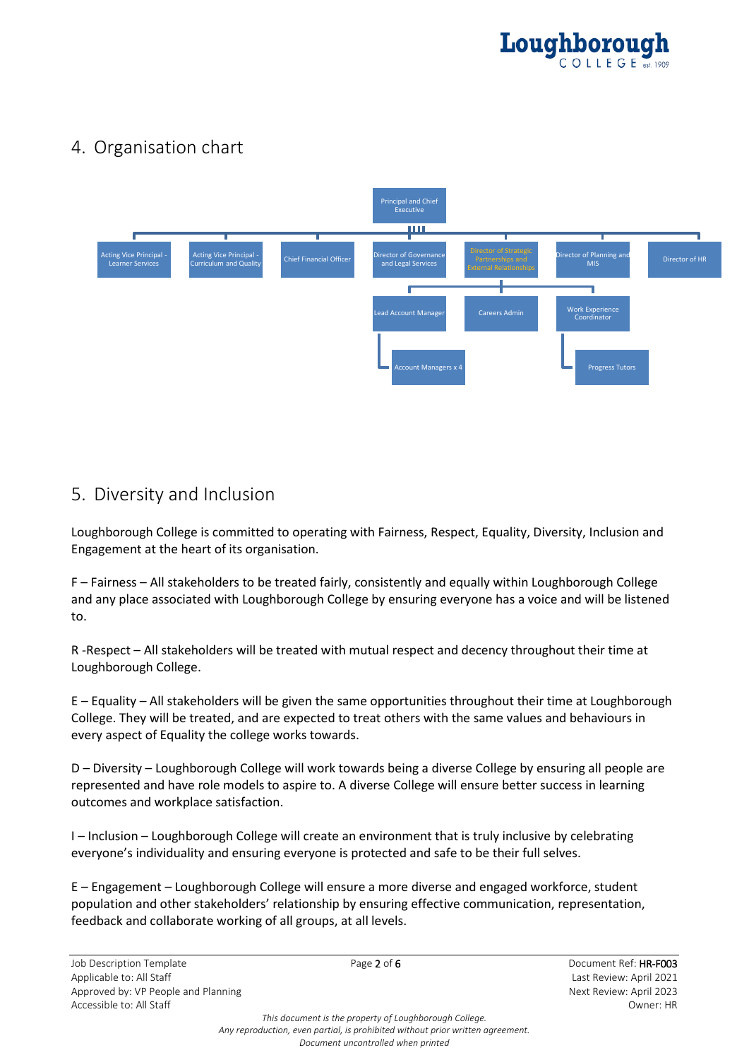## 4. Organisation chart

- Principal and Chief Executive
  - Acting Vice Principal - Learner Services
  - Acting Vice Principal - Curriculum and Quality
  - Chief Financial Officer
  - Director of Governance and Legal Services
  - Director of Strategic Partnerships and External Relationships
    - Lead Account Manager
      - Account Managers x 4
    - Careers Admin
    - Work Experience Coordinator
      - Progress Tutors
  - Director of Planning and MIS
  - Director of HR

## 5. Diversity and Inclusion

Loughborough College is committed to operating with Fairness, Respect, Equality, Diversity, Inclusion and Engagement at the heart of its organisation.

F – Fairness – All stakeholders to be treated fairly, consistently and equally within Loughborough College and any place associated with Loughborough College by ensuring everyone has a voice and will be listened to.

R -Respect – All stakeholders will be treated with mutual respect and decency throughout their time at Loughborough College.

E – Equality – All stakeholders will be given the same opportunities throughout their time at Loughborough College. They will be treated, and are expected to treat others with the same values and behaviours in every aspect of Equality the college works towards.

D – Diversity – Loughborough College will work towards being a diverse College by ensuring all people are represented and have role models to aspire to. A diverse College will ensure better success in learning outcomes and workplace satisfaction.

I – Inclusion – Loughborough College will create an environment that is truly inclusive by celebrating everyone's individuality and ensuring everyone is protected and safe to be their full selves.

E – Engagement – Loughborough College will ensure a more diverse and engaged workforce, student population and other stakeholders' relationship by ensuring effective communication, representation, feedback and collaborate working of all groups, at all levels.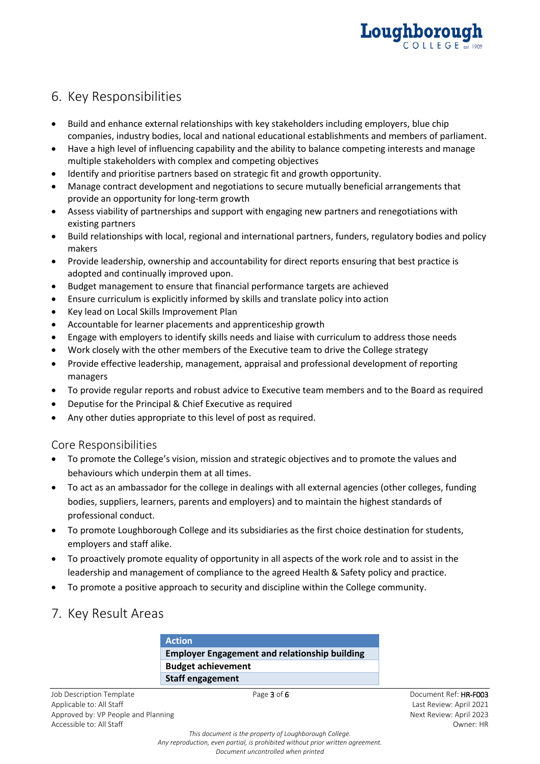## 6. Key Responsibilities

- Build and enhance external relationships with key stakeholders including employers, blue chip companies, industry bodies, local and national educational establishments and members of parliament.
- Have a high level of influencing capability and the ability to balance competing interests and manage multiple stakeholders with complex and competing objectives
- Identify and prioritise partners based on strategic fit and growth opportunity.
- Manage contract development and negotiations to secure mutually beneficial arrangements that provide an opportunity for long-term growth
- Assess viability of partnerships and support with engaging new partners and renegotiations with existing partners
- Build relationships with local, regional and international partners, funders, regulatory bodies and policy makers
- Provide leadership, ownership and accountability for direct reports ensuring that best practice is adopted and continually improved upon.
- Budget management to ensure that financial performance targets are achieved
- Ensure curriculum is explicitly informed by skills and translate policy into action
- Key lead on Local Skills Improvement Plan
- Accountable for learner placements and apprenticeship growth
- Engage with employers to identify skills needs and liaise with curriculum to address those needs
- Work closely with the other members of the Executive team to drive the College strategy
- Provide effective leadership, management, appraisal and professional development of reporting managers
- To provide regular reports and robust advice to Executive team members and to the Board as required
- Deputise for the Principal & Chief Executive as required
- Any other duties appropriate to this level of post as required.

### Core Responsibilities

- To promote the College's vision, mission and strategic objectives and to promote the values and behaviours which underpin them at all times.
- To act as an ambassador for the college in dealings with all external agencies (other colleges, funding bodies, suppliers, learners, parents and employers) and to maintain the highest standards of professional conduct.
- To promote Loughborough College and its subsidiaries as the first choice destination for students, employers and staff alike.
- To proactively promote equality of opportunity in all aspects of the work role and to assist in the leadership and management of compliance to the agreed Health & Safety policy and practice.
- To promote a positive approach to security and discipline within the College community.

## 7. Key Result Areas

| Action |
| --- |
| **Employer Engagement and relationship building** |
| **Budget achievement** |
| **Staff engagement** |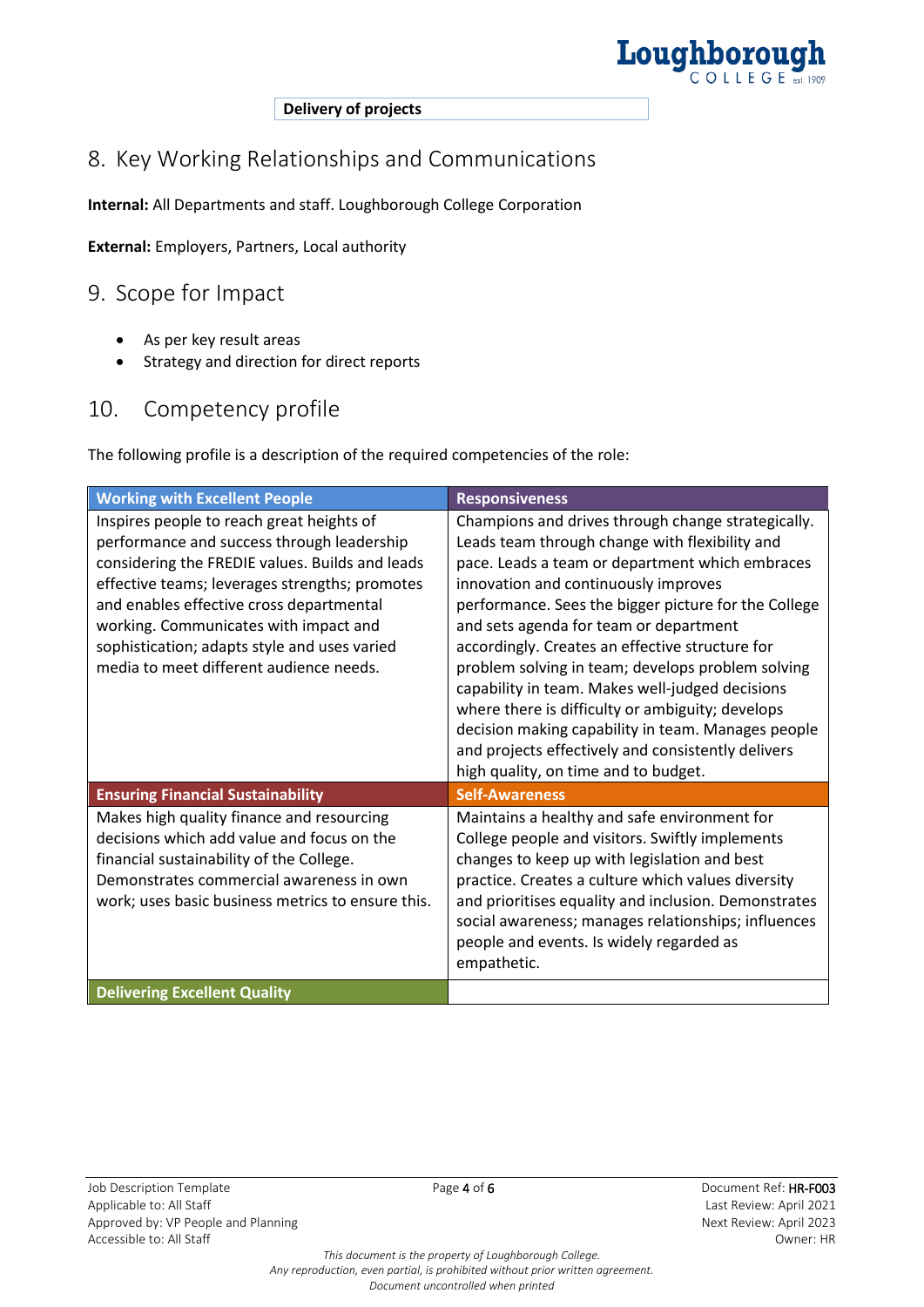| Delivery of projects |
|---|

## 8. Key Working Relationships and Communications

**Internal:** All Departments and staff. Loughborough College Corporation

**External:** Employers, Partners, Local authority

## 9. Scope for Impact

- As per key result areas
- Strategy and direction for direct reports

## 10. Competency profile

The following profile is a description of the required competencies of the role:

| Working with Excellent People | Responsiveness |
|---|---|
| Inspires people to reach great heights of performance and success through leadership considering the FREDIE values. Builds and leads effective teams; leverages strengths; promotes and enables effective cross departmental working. Communicates with impact and sophistication; adapts style and uses varied media to meet different audience needs. | Champions and drives through change strategically. Leads team through change with flexibility and pace. Leads a team or department which embraces innovation and continuously improves performance. Sees the bigger picture for the College and sets agenda for team or department accordingly. Creates an effective structure for problem solving in team; develops problem solving capability in team. Makes well-judged decisions where there is difficulty or ambiguity; develops decision making capability in team. Manages people and projects effectively and consistently delivers high quality, on time and to budget. |
| **Ensuring Financial Sustainability** | **Self-Awareness** |
| Makes high quality finance and resourcing decisions which add value and focus on the financial sustainability of the College. Demonstrates commercial awareness in own work; uses basic business metrics to ensure this. | Maintains a healthy and safe environment for College people and visitors. Swiftly implements changes to keep up with legislation and best practice. Creates a culture which values diversity and prioritises equality and inclusion. Demonstrates social awareness; manages relationships; influences people and events. Is widely regarded as empathetic. |
| **Delivering Excellent Quality** | |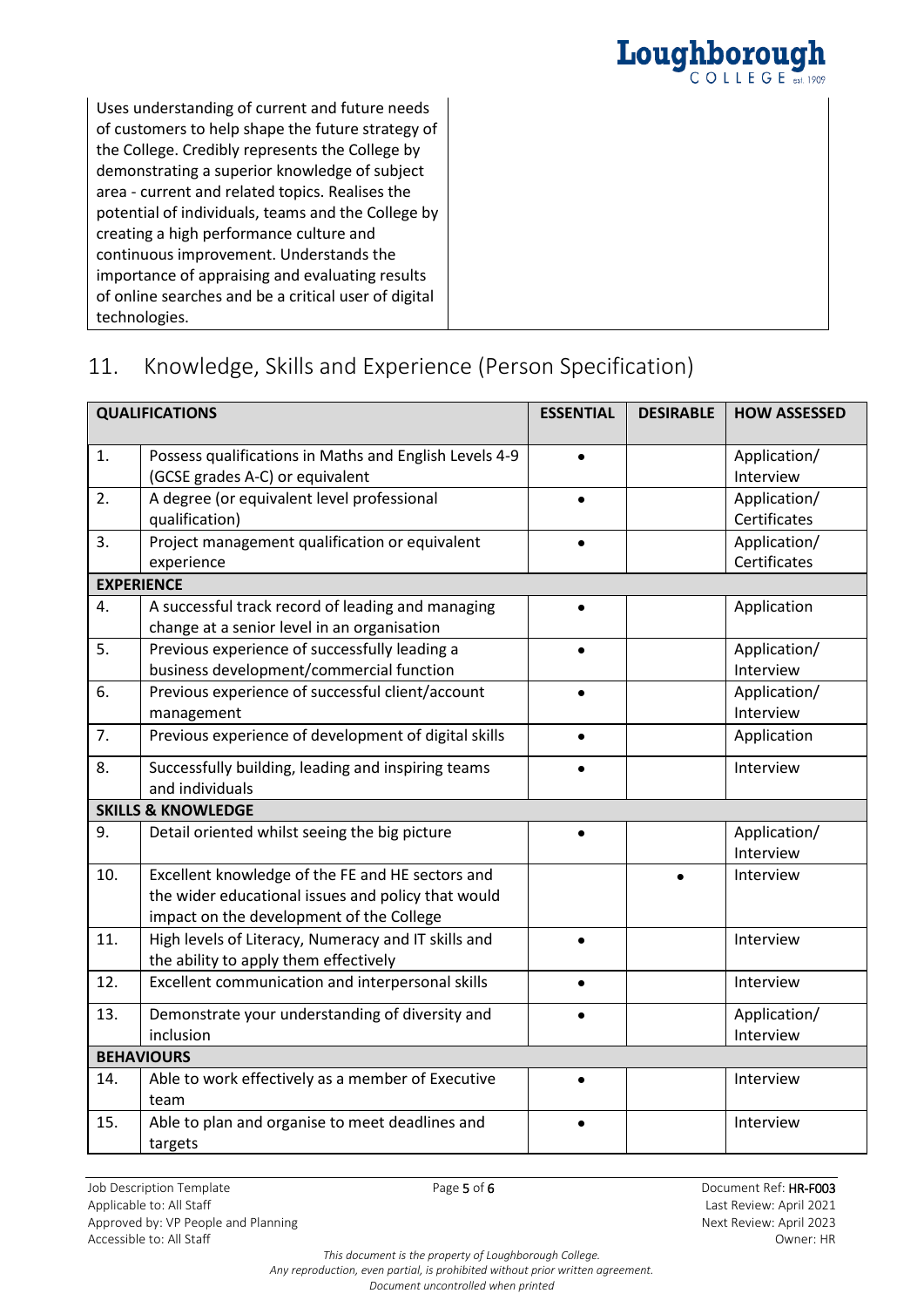| | |
|---|---|
| Uses understanding of current and future needs of customers to help shape the future strategy of the College. Credibly represents the College by demonstrating a superior knowledge of subject area - current and related topics. Realises the potential of individuals, teams and the College by creating a high performance culture and continuous improvement. Understands the importance of appraising and evaluating results of online searches and be a critical user of digital technologies. | |

## 11. Knowledge, Skills and Experience (Person Specification)

| QUALIFICATIONS | | ESSENTIAL | DESIRABLE | HOW ASSESSED |
|---|---|---|---|---|
| 1. | Possess qualifications in Maths and English Levels 4-9 (GCSE grades A-C) or equivalent | • | | Application/ Interview |
| 2. | A degree (or equivalent level professional qualification) | • | | Application/ Certificates |
| 3. | Project management qualification or equivalent experience | • | | Application/ Certificates |
| **EXPERIENCE** | | | | |
| 4. | A successful track record of leading and managing change at a senior level in an organisation | • | | Application |
| 5. | Previous experience of successfully leading a business development/commercial function | • | | Application/ Interview |
| 6. | Previous experience of successful client/account management | • | | Application/ Interview |
| 7. | Previous experience of development of digital skills | • | | Application |
| 8. | Successfully building, leading and inspiring teams and individuals | • | | Interview |
| **SKILLS & KNOWLEDGE** | | | | |
| 9. | Detail oriented whilst seeing the big picture | • | | Application/ Interview |
| 10. | Excellent knowledge of the FE and HE sectors and the wider educational issues and policy that would impact on the development of the College | | • | Interview |
| 11. | High levels of Literacy, Numeracy and IT skills and the ability to apply them effectively | • | | Interview |
| 12. | Excellent communication and interpersonal skills | • | | Interview |
| 13. | Demonstrate your understanding of diversity and inclusion | • | | Application/ Interview |
| **BEHAVIOURS** | | | | |
| 14. | Able to work effectively as a member of Executive team | • | | Interview |
| 15. | Able to plan and organise to meet deadlines and targets | • | | Interview |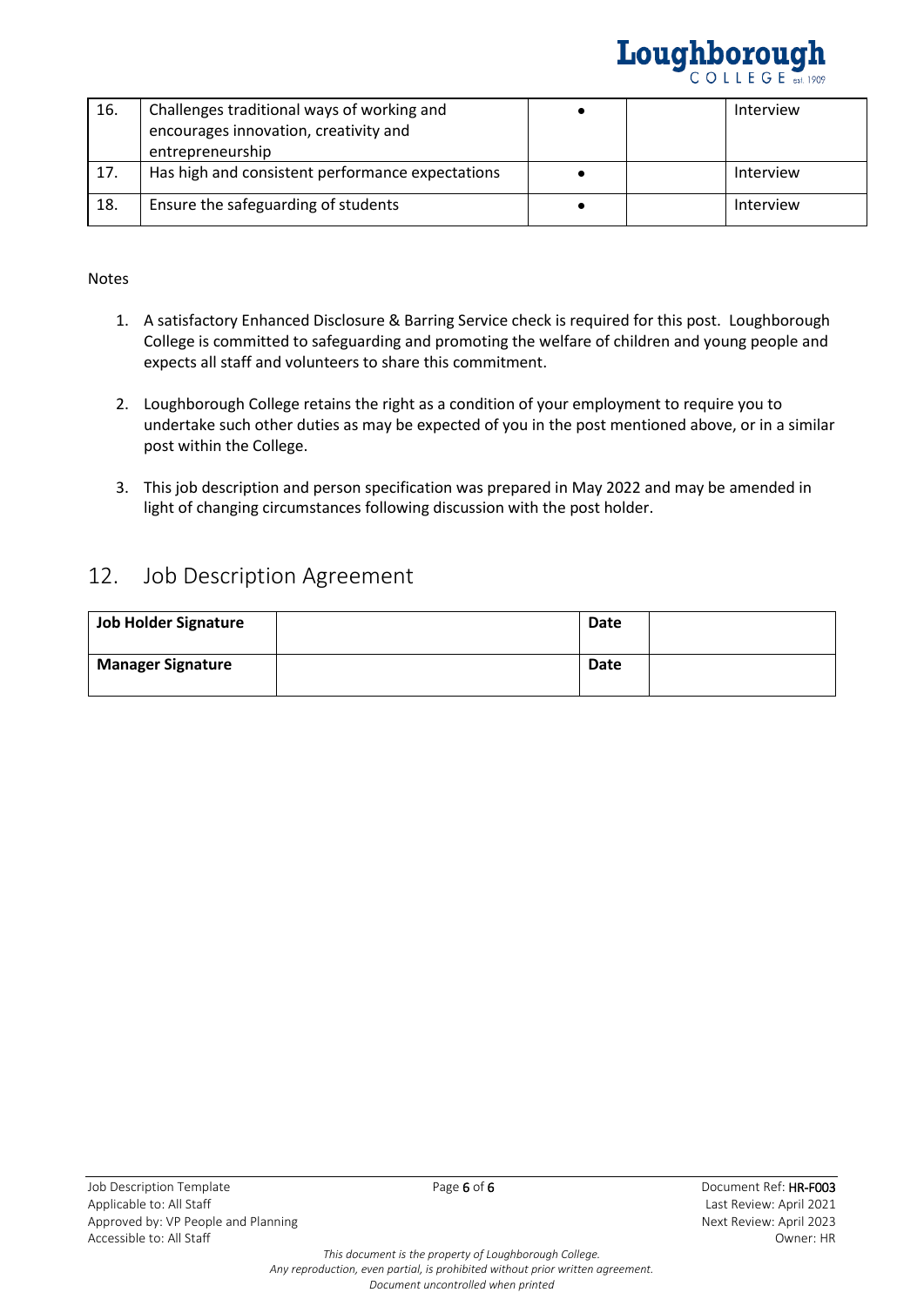| | | | | |
|---|---|---|---|---|
| 16. | Challenges traditional ways of working and encourages innovation, creativity and entrepreneurship | • | | Interview |
| 17. | Has high and consistent performance expectations | • | | Interview |
| 18. | Ensure the safeguarding of students | • | | Interview |

Notes

1. A satisfactory Enhanced Disclosure & Barring Service check is required for this post. Loughborough College is committed to safeguarding and promoting the welfare of children and young people and expects all staff and volunteers to share this commitment.

2. Loughborough College retains the right as a condition of your employment to require you to undertake such other duties as may be expected of you in the post mentioned above, or in a similar post within the College.

3. This job description and person specification was prepared in May 2022 and may be amended in light of changing circumstances following discussion with the post holder.

## 12. Job Description Agreement

| | | | |
|---|---|---|---|
| **Job Holder Signature** | | **Date** | |
| **Manager Signature** | | **Date** | |